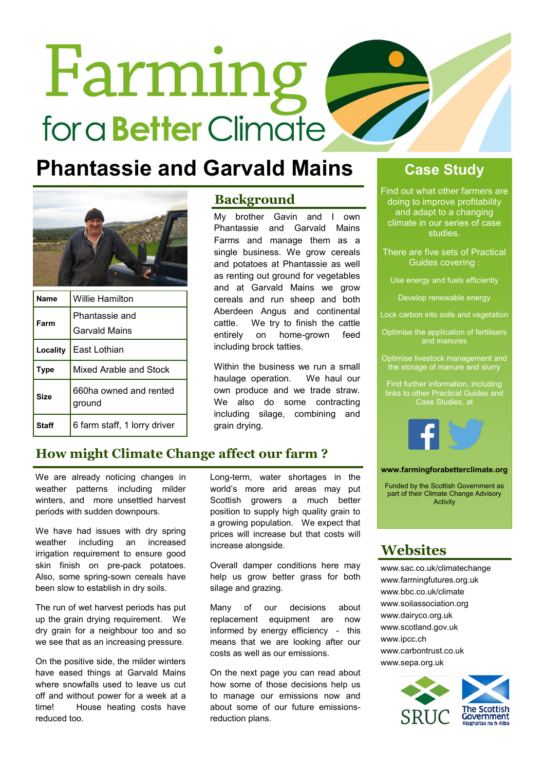# Farming for a Better Climate

# Phantassie and Garvald Mains

| Name | Willie Hamilton |
|---|---|
| Farm | Phantassie and Garvald Mains |
| Locality | East Lothian |
| Type | Mixed Arable and Stock |
| Size | 660ha owned and rented ground |
| Staff | 6 farm staff, 1 lorry driver |

## Background

My brother Gavin and I own Phantassie and Garvald Mains Farms and manage them as a single business. We grow cereals and potatoes at Phantassie as well as renting out ground for vegetables and at Garvald Mains we grow cereals and run sheep and both Aberdeen Angus and continental cattle. We try to finish the cattle entirely on home-grown feed including brock tatties.

Within the business we run a small haulage operation. We haul our own produce and we trade straw. We also do some contracting including silage, combining and grain drying.

## How might Climate Change affect our farm ?

We are already noticing changes in weather patterns including milder winters, and more unsettled harvest periods with sudden downpours.

We have had issues with dry spring weather including an increased irrigation requirement to ensure good skin finish on pre-pack potatoes. Also, some spring-sown cereals have been slow to establish in dry soils.

The run of wet harvest periods has put up the grain drying requirement. We dry grain for a neighbour too and so we see that as an increasing pressure.

On the positive side, the milder winters have eased things at Garvald Mains where snowfalls used to leave us cut off and without power for a week at a time! House heating costs have reduced too.

Long-term, water shortages in the world's more arid areas may put Scottish growers a much better position to supply high quality grain to a growing population. We expect that prices will increase but that costs will increase alongside.

Overall damper conditions here may help us grow better grass for both silage and grazing.

Many of our decisions about replacement equipment are now informed by energy efficiency - this means that we are looking after our costs as well as our emissions.

On the next page you can read about how some of those decisions help us to manage our emissions now and about some of our future emissions-reduction plans.

## Case Study

Find out what other farmers are doing to improve profitability and adapt to a changing climate in our series of case studies.

There are five sets of Practical Guides covering :

- Use energy and fuels efficiently
- Develop renewable energy
- Lock carbon into soils and vegetation
- Optimise the application of fertilisers and manures
- Optimise livestock management and the storage of manure and slurry

Find further information, including links to other Practical Guides and Case Studies, at

**www.farmingforabetterclimate.org**

Funded by the Scottish Government as part of their Climate Change Advisory Activity

## Websites

www.sac.co.uk/climatechange
www.farmingfutures.org.uk
www.bbc.co.uk/climate
www.soilassociation.org
www.dairyco.org.uk
www.scotland.gov.uk
www.ipcc.ch
www.carbontrust.co.uk
www.sepa.org.uk

SRUC — The Scottish Government — Riaghaltas na h-Alba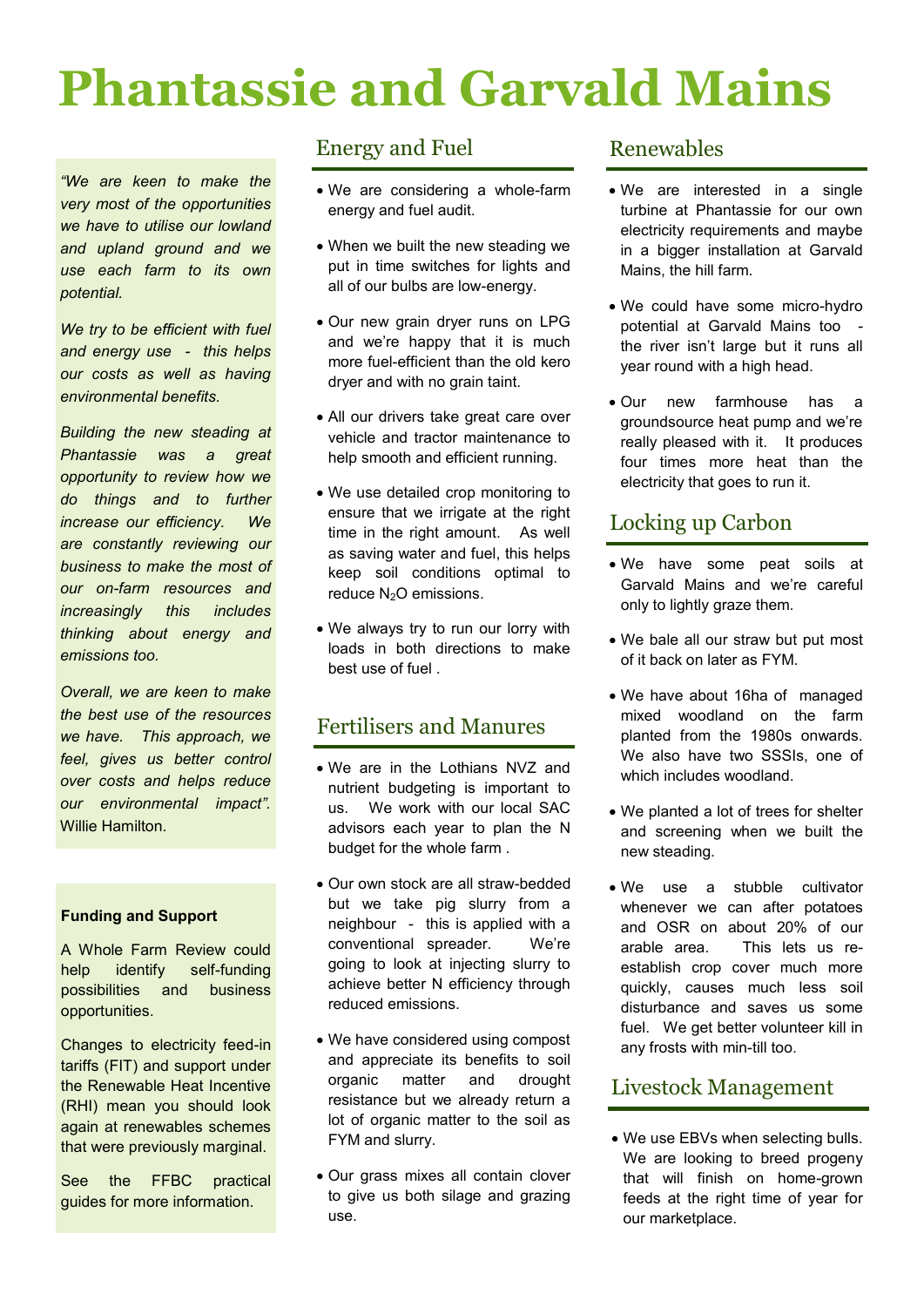# Phantassie and Garvald Mains

*"We are keen to make the very most of the opportunities we have to utilise our lowland and upland ground and we use each farm to its own potential.*

*We try to be efficient with fuel and energy use - this helps our costs as well as having environmental benefits.*

*Building the new steading at Phantassie was a great opportunity to review how we do things and to further increase our efficiency. We are constantly reviewing our business to make the most of our on-farm resources and increasingly this includes thinking about energy and emissions too.*

*Overall, we are keen to make the best use of the resources we have. This approach, we feel, gives us better control over costs and helps reduce our environmental impact".* Willie Hamilton.

**Funding and Support**

A Whole Farm Review could help identify self-funding possibilities and business opportunities.

Changes to electricity feed-in tariffs (FIT) and support under the Renewable Heat Incentive (RHI) mean you should look again at renewables schemes that were previously marginal.

See the FFBC practical guides for more information.

## Energy and Fuel

- We are considering a whole-farm energy and fuel audit.
- When we built the new steading we put in time switches for lights and all of our bulbs are low-energy.
- Our new grain dryer runs on LPG and we're happy that it is much more fuel-efficient than the old kero dryer and with no grain taint.
- All our drivers take great care over vehicle and tractor maintenance to help smooth and efficient running.
- We use detailed crop monitoring to ensure that we irrigate at the right time in the right amount. As well as saving water and fuel, this helps keep soil conditions optimal to reduce $N_2O$ emissions.
- We always try to run our lorry with loads in both directions to make best use of fuel .

## Fertilisers and Manures

- We are in the Lothians NVZ and nutrient budgeting is important to us. We work with our local SAC advisors each year to plan the N budget for the whole farm .
- Our own stock are all straw-bedded but we take pig slurry from a neighbour - this is applied with a conventional spreader. We're going to look at injecting slurry to achieve better N efficiency through reduced emissions.
- We have considered using compost and appreciate its benefits to soil organic matter and drought resistance but we already return a lot of organic matter to the soil as FYM and slurry.
- Our grass mixes all contain clover to give us both silage and grazing use.

## Renewables

- We are interested in a single turbine at Phantassie for our own electricity requirements and maybe in a bigger installation at Garvald Mains, the hill farm.
- We could have some micro-hydro potential at Garvald Mains too - the river isn't large but it runs all year round with a high head.
- Our new farmhouse has a groundsource heat pump and we're really pleased with it. It produces four times more heat than the electricity that goes to run it.

## Locking up Carbon

- We have some peat soils at Garvald Mains and we're careful only to lightly graze them.
- We bale all our straw but put most of it back on later as FYM.
- We have about 16ha of managed mixed woodland on the farm planted from the 1980s onwards. We also have two SSSIs, one of which includes woodland.
- We planted a lot of trees for shelter and screening when we built the new steading.
- We use a stubble cultivator whenever we can after potatoes and OSR on about 20% of our arable area. This lets us re-establish crop cover much more quickly, causes much less soil disturbance and saves us some fuel. We get better volunteer kill in any frosts with min-till too.

## Livestock Management

- We use EBVs when selecting bulls. We are looking to breed progeny that will finish on home-grown feeds at the right time of year for our marketplace.